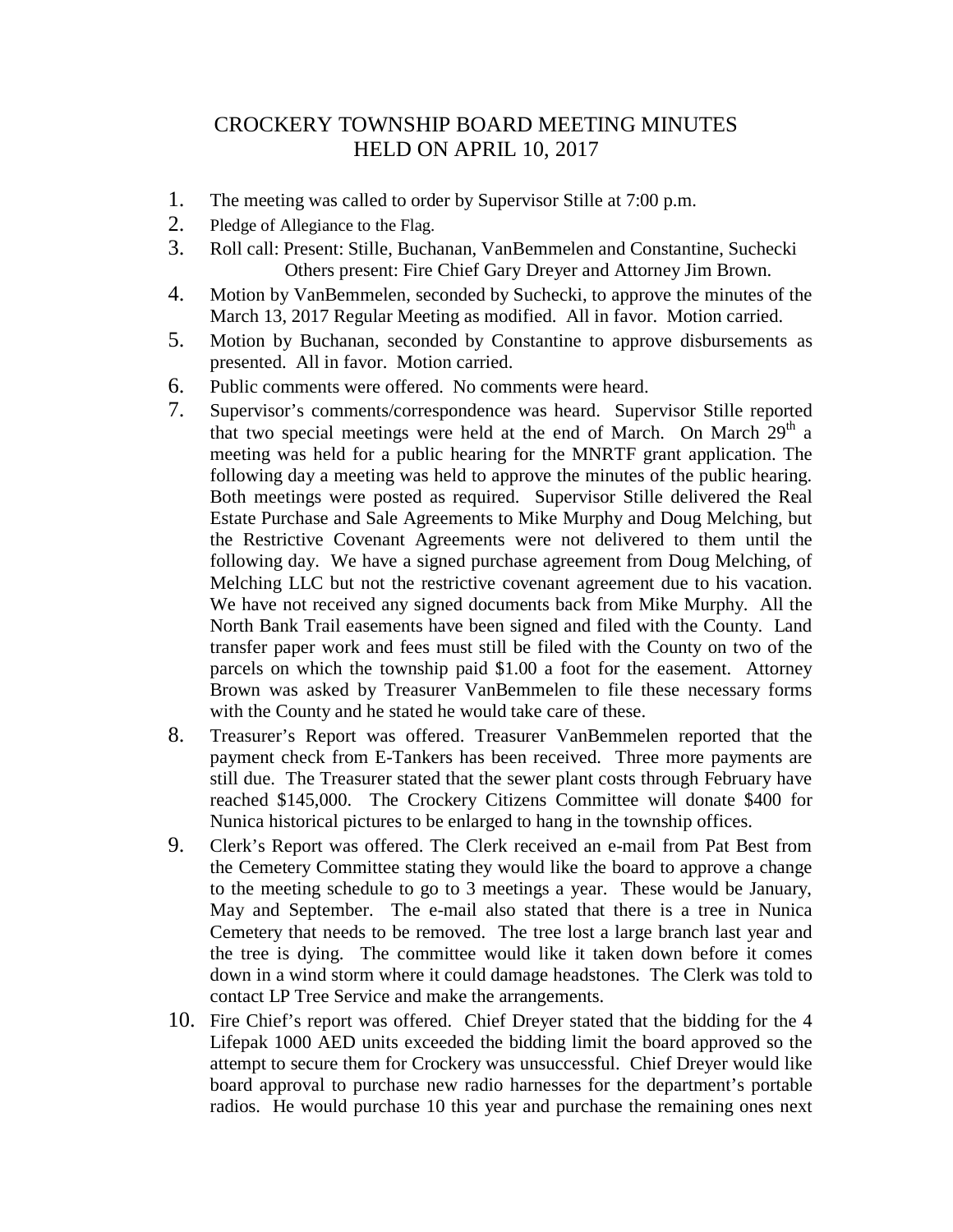# CROCKERY TOWNSHIP BOARD MEETING MINUTES
# HELD ON APRIL 10, 2017

1. The meeting was called to order by Supervisor Stille at 7:00 p.m.
2. Pledge of Allegiance to the Flag.
3. Roll call: Present: Stille, Buchanan, VanBemmelen and Constantine, Suchecki
   Others present: Fire Chief Gary Dreyer and Attorney Jim Brown.
4. Motion by VanBemmelen, seconded by Suchecki, to approve the minutes of the March 13, 2017 Regular Meeting as modified. All in favor. Motion carried.
5. Motion by Buchanan, seconded by Constantine to approve disbursements as presented. All in favor. Motion carried.
6. Public comments were offered. No comments were heard.
7. Supervisor's comments/correspondence was heard. Supervisor Stille reported that two special meetings were held at the end of March. On March 29th a meeting was held for a public hearing for the MNRTF grant application. The following day a meeting was held to approve the minutes of the public hearing. Both meetings were posted as required. Supervisor Stille delivered the Real Estate Purchase and Sale Agreements to Mike Murphy and Doug Melching, but the Restrictive Covenant Agreements were not delivered to them until the following day. We have a signed purchase agreement from Doug Melching, of Melching LLC but not the restrictive covenant agreement due to his vacation. We have not received any signed documents back from Mike Murphy. All the North Bank Trail easements have been signed and filed with the County. Land transfer paper work and fees must still be filed with the County on two of the parcels on which the township paid $1.00 a foot for the easement. Attorney Brown was asked by Treasurer VanBemmelen to file these necessary forms with the County and he stated he would take care of these.
8. Treasurer's Report was offered. Treasurer VanBemmelen reported that the payment check from E-Tankers has been received. Three more payments are still due. The Treasurer stated that the sewer plant costs through February have reached $145,000. The Crockery Citizens Committee will donate $400 for Nunica historical pictures to be enlarged to hang in the township offices.
9. Clerk's Report was offered. The Clerk received an e-mail from Pat Best from the Cemetery Committee stating they would like the board to approve a change to the meeting schedule to go to 3 meetings a year. These would be January, May and September. The e-mail also stated that there is a tree in Nunica Cemetery that needs to be removed. The tree lost a large branch last year and the tree is dying. The committee would like it taken down before it comes down in a wind storm where it could damage headstones. The Clerk was told to contact LP Tree Service and make the arrangements.
10. Fire Chief's report was offered. Chief Dreyer stated that the bidding for the 4 Lifepak 1000 AED units exceeded the bidding limit the board approved so the attempt to secure them for Crockery was unsuccessful. Chief Dreyer would like board approval to purchase new radio harnesses for the department's portable radios. He would purchase 10 this year and purchase the remaining ones next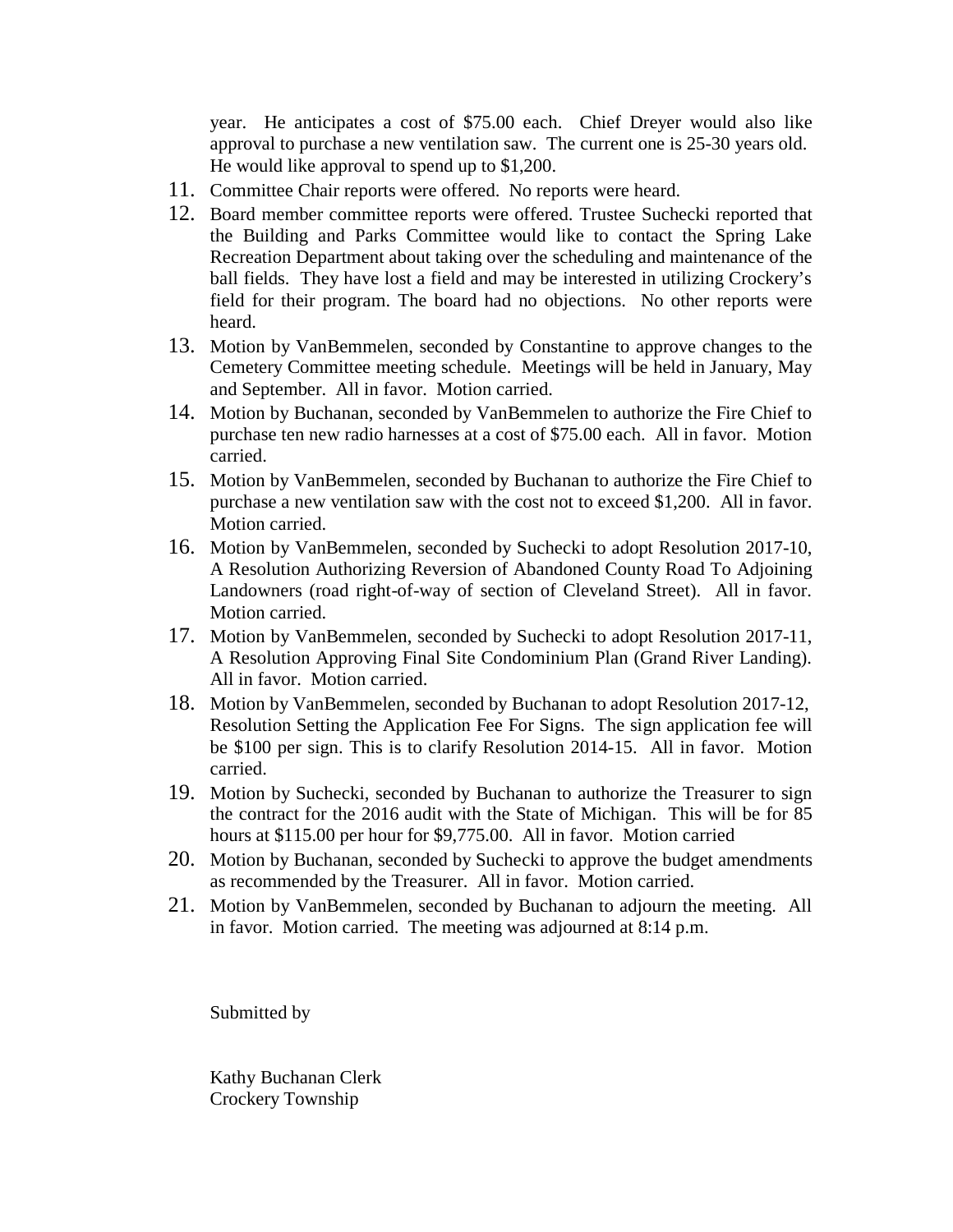year. He anticipates a cost of $75.00 each. Chief Dreyer would also like approval to purchase a new ventilation saw. The current one is 25-30 years old. He would like approval to spend up to $1,200.

11. Committee Chair reports were offered. No reports were heard.
12. Board member committee reports were offered. Trustee Suchecki reported that the Building and Parks Committee would like to contact the Spring Lake Recreation Department about taking over the scheduling and maintenance of the ball fields. They have lost a field and may be interested in utilizing Crockery's field for their program. The board had no objections. No other reports were heard.
13. Motion by VanBemmelen, seconded by Constantine to approve changes to the Cemetery Committee meeting schedule. Meetings will be held in January, May and September. All in favor. Motion carried.
14. Motion by Buchanan, seconded by VanBemmelen to authorize the Fire Chief to purchase ten new radio harnesses at a cost of $75.00 each. All in favor. Motion carried.
15. Motion by VanBemmelen, seconded by Buchanan to authorize the Fire Chief to purchase a new ventilation saw with the cost not to exceed $1,200. All in favor. Motion carried.
16. Motion by VanBemmelen, seconded by Suchecki to adopt Resolution 2017-10, A Resolution Authorizing Reversion of Abandoned County Road To Adjoining Landowners (road right-of-way of section of Cleveland Street). All in favor. Motion carried.
17. Motion by VanBemmelen, seconded by Suchecki to adopt Resolution 2017-11, A Resolution Approving Final Site Condominium Plan (Grand River Landing). All in favor. Motion carried.
18. Motion by VanBemmelen, seconded by Buchanan to adopt Resolution 2017-12, Resolution Setting the Application Fee For Signs. The sign application fee will be $100 per sign. This is to clarify Resolution 2014-15. All in favor. Motion carried.
19. Motion by Suchecki, seconded by Buchanan to authorize the Treasurer to sign the contract for the 2016 audit with the State of Michigan. This will be for 85 hours at $115.00 per hour for $9,775.00. All in favor. Motion carried
20. Motion by Buchanan, seconded by Suchecki to approve the budget amendments as recommended by the Treasurer. All in favor. Motion carried.
21. Motion by VanBemmelen, seconded by Buchanan to adjourn the meeting. All in favor. Motion carried. The meeting was adjourned at 8:14 p.m.

Submitted by

Kathy Buchanan Clerk
Crockery Township